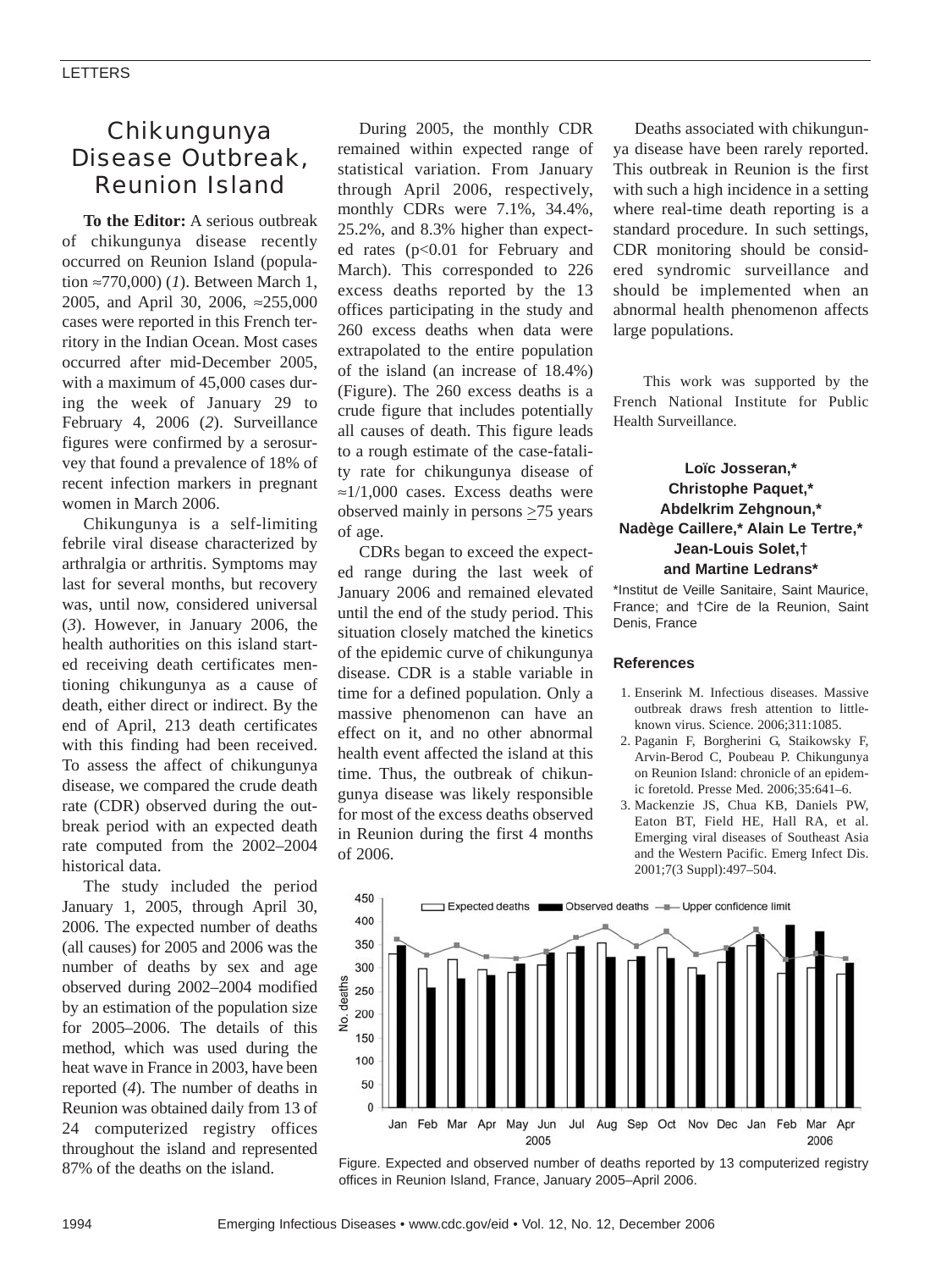LETTERS

# Chikungunya Disease Outbreak, Reunion Island

**To the Editor:** A serious outbreak of chikungunya disease recently occurred on Reunion Island (population ≈770,000) (*1*). Between March 1, 2005, and April 30, 2006, ≈255,000 cases were reported in this French territory in the Indian Ocean. Most cases occurred after mid-December 2005, with a maximum of 45,000 cases during the week of January 29 to February 4, 2006 (*2*). Surveillance figures were confirmed by a serosurvey that found a prevalence of 18% of recent infection markers in pregnant women in March 2006.

Chikungunya is a self-limiting febrile viral disease characterized by arthralgia or arthritis. Symptoms may last for several months, but recovery was, until now, considered universal (*3*). However, in January 2006, the health authorities on this island started receiving death certificates mentioning chikungunya as a cause of death, either direct or indirect. By the end of April, 213 death certificates with this finding had been received. To assess the affect of chikungunya disease, we compared the crude death rate (CDR) observed during the outbreak period with an expected death rate computed from the 2002–2004 historical data.

The study included the period January 1, 2005, through April 30, 2006. The expected number of deaths (all causes) for 2005 and 2006 was the number of deaths by sex and age observed during 2002–2004 modified by an estimation of the population size for 2005–2006. The details of this method, which was used during the heat wave in France in 2003, have been reported (*4*). The number of deaths in Reunion was obtained daily from 13 of 24 computerized registry offices throughout the island and represented 87% of the deaths on the island.

During 2005, the monthly CDR remained within expected range of statistical variation. From January through April 2006, respectively, monthly CDRs were 7.1%, 34.4%, 25.2%, and 8.3% higher than expected rates ($p<0.01$ for February and March). This corresponded to 226 excess deaths reported by the 13 offices participating in the study and 260 excess deaths when data were extrapolated to the entire population of the island (an increase of 18.4%) (Figure). The 260 excess deaths is a crude figure that includes potentially all causes of death. This figure leads to a rough estimate of the case-fatality rate for chikungunya disease of ≈1/1,000 cases. Excess deaths were observed mainly in persons ≥75 years of age.

CDRs began to exceed the expected range during the last week of January 2006 and remained elevated until the end of the study period. This situation closely matched the kinetics of the epidemic curve of chikungunya disease. CDR is a stable variable in time for a defined population. Only a massive phenomenon can have an effect on it, and no other abnormal health event affected the island at this time. Thus, the outbreak of chikungunya disease was likely responsible for most of the excess deaths observed in Reunion during the first 4 months of 2006.

Deaths associated with chikungunya disease have been rarely reported. This outbreak in Reunion is the first with such a high incidence in a setting where real-time death reporting is a standard procedure. In such settings, CDR monitoring should be considered syndromic surveillance and should be implemented when an abnormal health phenomenon affects large populations.

This work was supported by the French National Institute for Public Health Surveillance.

**Loïc Josseran,\* Christophe Paquet,\* Abdelkrim Zehgnoun,\* Nadège Caillere,\* Alain Le Tertre,\* Jean-Louis Solet,† and Martine Ledrans\***

\*Institut de Veille Sanitaire, Saint Maurice, France; and †Cire de la Reunion, Saint Denis, France

## References

1. Enserink M. Infectious diseases. Massive outbreak draws fresh attention to little-known virus. Science. 2006;311:1085.
2. Paganin F, Borgherini G, Staikowsky F, Arvin-Berod C, Poubeau P. Chikungunya on Reunion Island: chronicle of an epidemic foretold. Presse Med. 2006;35:641–6.
3. Mackenzie JS, Chua KB, Daniels PW, Eaton BT, Field HE, Hall RA, et al. Emerging viral diseases of Southeast Asia and the Western Pacific. Emerg Infect Dis. 2001;7(3 Suppl):497–504.

Figure. Expected and observed number of deaths reported by 13 computerized registry offices in Reunion Island, France, January 2005–April 2006.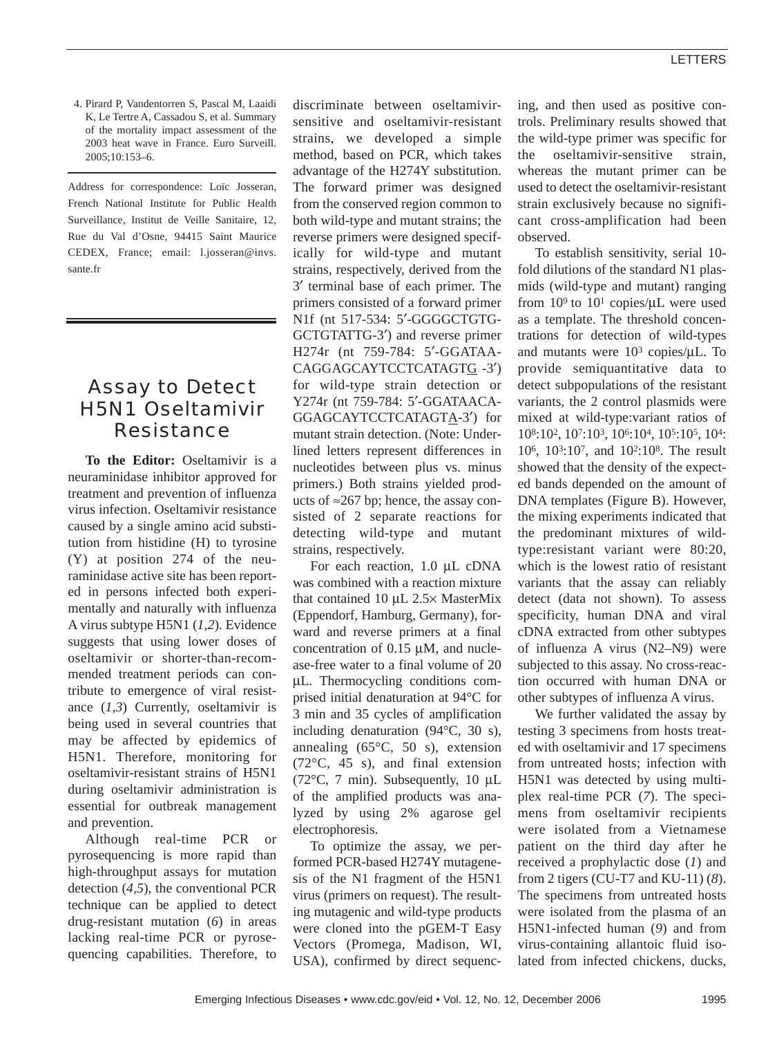4. Pirard P, Vandentorren S, Pascal M, Laaidi K, Le Tertre A, Cassadou S, et al. Summary of the mortality impact assessment of the 2003 heat wave in France. Euro Surveill. 2005;10:153–6.

Address for correspondence: Loïc Josseran, French National Institute for Public Health Surveillance, Institut de Veille Sanitaire, 12, Rue du Val d'Osne, 94415 Saint Maurice CEDEX, France; email: l.josseran@invs.sante.fr

# Assay to Detect H5N1 Oseltamivir Resistance

**To the Editor:** Oseltamivir is a neuraminidase inhibitor approved for treatment and prevention of influenza virus infection. Oseltamivir resistance caused by a single amino acid substitution from histidine (H) to tyrosine (Y) at position 274 of the neuraminidase active site has been reported in persons infected both experimentally and naturally with influenza A virus subtype H5N1 (*1*,*2*). Evidence suggests that using lower doses of oseltamivir or shorter-than-recommended treatment periods can contribute to emergence of viral resistance (*1*,*3*) Currently, oseltamivir is being used in several countries that may be affected by epidemics of H5N1. Therefore, monitoring for oseltamivir-resistant strains of H5N1 during oseltamivir administration is essential for outbreak management and prevention.

Although real-time PCR or pyrosequencing is more rapid than high-throughput assays for mutation detection (*4*,*5*), the conventional PCR technique can be applied to detect drug-resistant mutation (*6*) in areas lacking real-time PCR or pyrosequencing capabilities. Therefore, to discriminate between oseltamivir-sensitive and oseltamivir-resistant strains, we developed a simple method, based on PCR, which takes advantage of the H274Y substitution. The forward primer was designed from the conserved region common to both wild-type and mutant strains; the reverse primers were designed specifically for wild-type and mutant strains, respectively, derived from the 3′ terminal base of each primer. The primers consisted of a forward primer N1f (nt 517-534: 5′-GGGGCTGTGGCTGTATTG-3′) and reverse primer H274r (nt 759-784: 5′-GGATAACAGGAGCAYTCCTCATAGTG -3′) for wild-type strain detection or Y274r (nt 759-784: 5′-GGATAACAGGAGCAYTCCTCATAGTA-3′) for mutant strain detection. (Note: Underlined letters represent differences in nucleotides between plus vs. minus primers.) Both strains yielded products of ≈267 bp; hence, the assay consisted of 2 separate reactions for detecting wild-type and mutant strains, respectively.

For each reaction, 1.0 µL cDNA was combined with a reaction mixture that contained 10 µL 2.5× MasterMix (Eppendorf, Hamburg, Germany), forward and reverse primers at a final concentration of 0.15 µM, and nuclease-free water to a final volume of 20 µL. Thermocycling conditions comprised initial denaturation at 94°C for 3 min and 35 cycles of amplification including denaturation (94°C, 30 s), annealing (65°C, 50 s), extension (72°C, 45 s), and final extension (72°C, 7 min). Subsequently, 10 µL of the amplified products was analyzed by using 2% agarose gel electrophoresis.

To optimize the assay, we performed PCR-based H274Y mutagenesis of the N1 fragment of the H5N1 virus (primers on request). The resulting mutagenic and wild-type products were cloned into the pGEM-T Easy Vectors (Promega, Madison, WI, USA), confirmed by direct sequencing, and then used as positive controls. Preliminary results showed that the wild-type primer was specific for the oseltamivir-sensitive strain, whereas the mutant primer can be used to detect the oseltamivir-resistant strain exclusively because no significant cross-amplification had been observed.

To establish sensitivity, serial 10-fold dilutions of the standard N1 plasmids (wild-type and mutant) ranging from $10^9$ to $10^1$ copies/µL were used as a template. The threshold concentrations for detection of wild-types and mutants were $10^3$ copies/µL. To provide semiquantitative data to detect subpopulations of the resistant variants, the 2 control plasmids were mixed at wild-type:variant ratios of $10^8$:$10^2$, $10^7$:$10^3$, $10^6$:$10^4$, $10^5$:$10^5$, $10^4$:$10^6$, $10^3$:$10^7$, and $10^2$:$10^8$. The result showed that the density of the expected bands depended on the amount of DNA templates (Figure B). However, the mixing experiments indicated that the predominant mixtures of wild-type:resistant variant were 80:20, which is the lowest ratio of resistant variants that the assay can reliably detect (data not shown). To assess specificity, human DNA and viral cDNA extracted from other subtypes of influenza A virus (N2–N9) were subjected to this assay. No cross-reaction occurred with human DNA or other subtypes of influenza A virus.

We further validated the assay by testing 3 specimens from hosts treated with oseltamivir and 17 specimens from untreated hosts; infection with H5N1 was detected by using multiplex real-time PCR (*7*). The specimens from oseltamivir recipients were isolated from a Vietnamese patient on the third day after he received a prophylactic dose (*1*) and from 2 tigers (CU-T7 and KU-11) (*8*). The specimens from untreated hosts were isolated from the plasma of an H5N1-infected human (*9*) and from virus-containing allantoic fluid isolated from infected chickens, ducks,